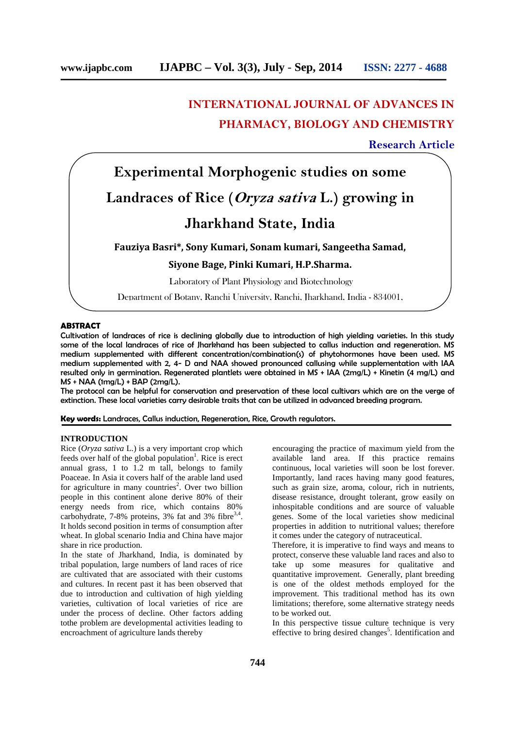# INTERNATIONAL JOURNAL OF ADVANCES IN PHARMACY, BIOLOGY AND CHEMISTRY

**Research Article**

# Experimental Morphogenic studies on some Landraces of Rice (*Oryza sativa* L.) growing in Jharkhand State, India

**Fauziya Basri\*, Sony Kumari, Sonam kumari, Sangeetha Samad, Siyone Bage, Pinki Kumari, H.P.Sharma.**

Laboratory of Plant Physiology and Biotechnology

Department of Botany, Ranchi University, Ranchi, Jharkhand, India - 834001.

## ABSTRACT

**Cultivation of landraces of rice is declining globally due to introduction of high yielding varieties. In this study some of the local landraces of rice of Jharkhand has been subjected to callus induction and regeneration. MS medium supplemented with different concentration/combination(s) of phytohormones have been used. MS medium supplemented with 2, 4- D and NAA showed pronounced callusing while supplementation with IAA resulted only in germination. Regenerated plantlets were obtained in MS + IAA (2mg/L) + Kinetin (4 mg/L) and MS + NAA (1mg/L) + BAP (2mg/L).**

**The protocol can be helpful for conservation and preservation of these local cultivars which are on the verge of extinction. These local varieties carry desirable traits that can be utilized in advanced breeding program.**

**Key words:** Landraces, Callus induction, Regeneration, Rice, Growth regulators.

## INTRODUCTION

Rice (*Oryza sativa* L.) is a very important crop which feeds over half of the global population[1]. Rice is erect annual grass, 1 to 1.2 m tall, belongs to family Poaceae. In Asia it covers half of the arable land used for agriculture in many countries[2]. Over two billion people in this continent alone derive 80% of their energy needs from rice, which contains 80% carbohydrate, 7-8% proteins, 3% fat and 3% fibre[3,4]. It holds second position in terms of consumption after wheat. In global scenario India and China have major share in rice production.

In the state of Jharkhand, India, is dominated by tribal population, large numbers of land races of rice are cultivated that are associated with their customs and cultures. In recent past it has been observed that due to introduction and cultivation of high yielding varieties, cultivation of local varieties of rice are under the process of decline. Other factors adding tothe problem are developmental activities leading to encroachment of agriculture lands thereby encouraging the practice of maximum yield from the available land area. If this practice remains continuous, local varieties will soon be lost forever. Importantly, land races having many good features, such as grain size, aroma, colour, rich in nutrients, disease resistance, drought tolerant, grow easily on inhospitable conditions and are source of valuable genes. Some of the local varieties show medicinal properties in addition to nutritional values; therefore it comes under the category of nutraceutical.

Therefore, it is imperative to find ways and means to protect, conserve these valuable land races and also to take up some measures for qualitative and quantitative improvement. Generally, plant breeding is one of the oldest methods employed for the improvement. This traditional method has its own limitations; therefore, some alternative strategy needs to be worked out.

In this perspective tissue culture technique is very effective to bring desired changes[5]. Identification and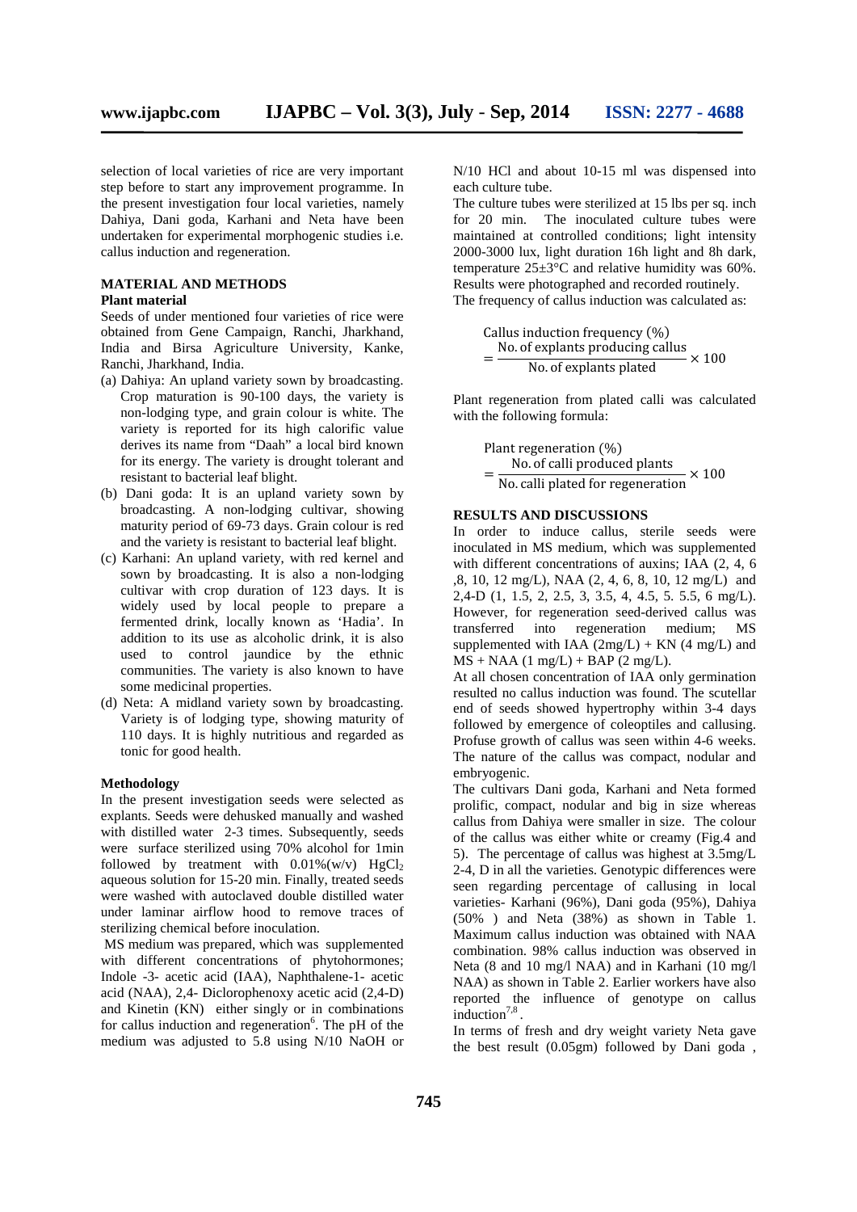selection of local varieties of rice are very important step before to start any improvement programme. In the present investigation four local varieties, namely Dahiya, Dani goda, Karhani and Neta have been undertaken for experimental morphogenic studies i.e. callus induction and regeneration.

## MATERIAL AND METHODS

### Plant material

Seeds of under mentioned four varieties of rice were obtained from Gene Campaign, Ranchi, Jharkhand, India and Birsa Agriculture University, Kanke, Ranchi, Jharkhand, India.

(a) Dahiya: An upland variety sown by broadcasting. Crop maturation is 90-100 days, the variety is non-lodging type, and grain colour is white. The variety is reported for its high calorific value derives its name from "Daah" a local bird known for its energy. The variety is drought tolerant and resistant to bacterial leaf blight.

(b) Dani goda: It is an upland variety sown by broadcasting. A non-lodging cultivar, showing maturity period of 69-73 days. Grain colour is red and the variety is resistant to bacterial leaf blight.

(c) Karhani: An upland variety, with red kernel and sown by broadcasting. It is also a non-lodging cultivar with crop duration of 123 days. It is widely used by local people to prepare a fermented drink, locally known as 'Hadia'. In addition to its use as alcoholic drink, it is also used to control jaundice by the ethnic communities. The variety is also known to have some medicinal properties.

(d) Neta: A midland variety sown by broadcasting. Variety is of lodging type, showing maturity of 110 days. It is highly nutritious and regarded as tonic for good health.

### Methodology

In the present investigation seeds were selected as explants. Seeds were dehusked manually and washed with distilled water 2-3 times. Subsequently, seeds were surface sterilized using 70% alcohol for 1min followed by treatment with 0.01%(w/v) $HgCl_2$ aqueous solution for 15-20 min. Finally, treated seeds were washed with autoclaved double distilled water under laminar airflow hood to remove traces of sterilizing chemical before inoculation.

MS medium was prepared, which was supplemented with different concentrations of phytohormones; Indole -3- acetic acid (IAA), Naphthalene-1- acetic acid (NAA), 2,4- Diclorophenoxy acetic acid (2,4-D) and Kinetin (KN) either singly or in combinations for callus induction and regeneration[6]. The pH of the medium was adjusted to 5.8 using N/10 NaOH or N/10 HCl and about 10-15 ml was dispensed into each culture tube.

The culture tubes were sterilized at 15 lbs per sq. inch for 20 min. The inoculated culture tubes were maintained at controlled conditions; light intensity 2000-3000 lux, light duration 16h light and 8h dark, temperature 25±3°C and relative humidity was 60%. Results were photographed and recorded routinely.

The frequency of callus induction was calculated as:

$$\text{Callus induction frequency (\%)} = \frac{\text{No. of explants producing callus}}{\text{No. of explants plated}} \times 100$$

Plant regeneration from plated calli was calculated with the following formula:

$$\text{Plant regeneration (\%)} = \frac{\text{No. of calli produced plants}}{\text{No. calli plated for regeneration}} \times 100$$

## RESULTS AND DISCUSSIONS

In order to induce callus, sterile seeds were inoculated in MS medium, which was supplemented with different concentrations of auxins; IAA (2, 4, 6 ,8, 10, 12 mg/L), NAA (2, 4, 6, 8, 10, 12 mg/L) and 2,4-D (1, 1.5, 2, 2.5, 3, 3.5, 4, 4.5, 5. 5.5, 6 mg/L). However, for regeneration seed-derived callus was transferred into regeneration medium; MS supplemented with IAA (2mg/L) + KN (4 mg/L) and MS + NAA (1 mg/L) + BAP (2 mg/L).

At all chosen concentration of IAA only germination resulted no callus induction was found. The scutellar end of seeds showed hypertrophy within 3-4 days followed by emergence of coleoptiles and callusing. Profuse growth of callus was seen within 4-6 weeks. The nature of the callus was compact, nodular and embryogenic.

The cultivars Dani goda, Karhani and Neta formed prolific, compact, nodular and big in size whereas callus from Dahiya were smaller in size. The colour of the callus was either white or creamy (Fig.4 and 5). The percentage of callus was highest at 3.5mg/L 2-4, D in all the varieties. Genotypic differences were seen regarding percentage of callusing in local varieties- Karhani (96%), Dani goda (95%), Dahiya (50% ) and Neta (38%) as shown in Table 1. Maximum callus induction was obtained with NAA combination. 98% callus induction was observed in Neta (8 and 10 mg/l NAA) and in Karhani (10 mg/l NAA) as shown in Table 2. Earlier workers have also reported the influence of genotype on callus induction[7,8].

In terms of fresh and dry weight variety Neta gave the best result (0.05gm) followed by Dani goda ,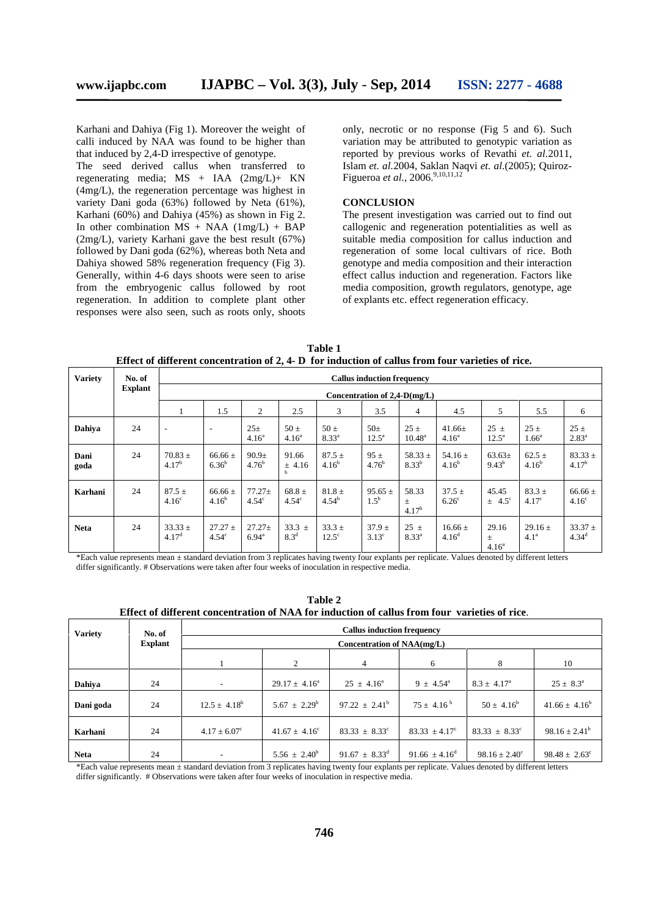Karhani and Dahiya (Fig 1). Moreover the weight of calli induced by NAA was found to be higher than that induced by 2,4-D irrespective of genotype.

The seed derived callus when transferred to regenerating media; MS + IAA (2mg/L)+ KN (4mg/L), the regeneration percentage was highest in variety Dani goda (63%) followed by Neta (61%), Karhani (60%) and Dahiya (45%) as shown in Fig 2. In other combination MS + NAA (1mg/L) + BAP (2mg/L), variety Karhani gave the best result (67%) followed by Dani goda (62%), whereas both Neta and Dahiya showed 58% regeneration frequency (Fig 3). Generally, within 4-6 days shoots were seen to arise from the embryogenic callus followed by root regeneration. In addition to complete plant other responses were also seen, such as roots only, shoots only, necrotic or no response (Fig 5 and 6). Such variation may be attributed to genotypic variation as reported by previous works of Revathi *et. al.*2011, Islam *et. al.*2004, Saklan Naqvi *et. al.*(2005); Quiroz-Figueroa *et al.*, 2006.[9,10,11,12]

## CONCLUSION

The present investigation was carried out to find out callogenic and regeneration potentialities as well as suitable media composition for callus induction and regeneration of some local cultivars of rice. Both genotype and media composition and their interaction effect callus induction and regeneration. Factors like media composition, growth regulators, genotype, age of explants etc. effect regeneration efficacy.

**Table 1**
**Effect of different concentration of 2, 4- D for induction of callus from four varieties of rice.**

| Variety | No. of Explant | Callus induction frequency | | | | | | | | | | |
|---|---|---|---|---|---|---|---|---|---|---|---|---|
| | | Concentration of 2,4-D(mg/L) | | | | | | | | | | |
| | | 1 | 1.5 | 2 | 2.5 | 3 | 3.5 | 4 | 4.5 | 5 | 5.5 | 6 |
| **Dahiya** | 24 | - | - | 25± 4.16$^a$ | 50 ± 4.16$^a$ | 50 ± 8.33$^a$ | 50± 12.5$^a$ | 25 ± 10.48$^a$ | 41.66± 4.16$^a$ | 25 ± 12.5$^a$ | 25 ± 1.66$^a$ | 25 ± 2.83$^a$ |
| **Dani goda** | 24 | 70.83 ± 4.17$^b$ | 66.66 ± 6.36$^b$ | 90.9± 4.76$^b$ | 91.66 ± 4.16$^b$ | 87.5 ± 4.16$^b$ | 95 ± 4.76$^b$ | 58.33 ± 8.33$^b$ | 54.16 ± 4.16$^b$ | 63.63± 9.43$^b$ | 62.5 ± 4.16$^b$ | 83.33 ± 4.17$^b$ |
| **Karhani** | 24 | 87.5 ± 4.16$^c$ | 66.66 ± 4.16$^b$ | 77.27± 4.54$^c$ | 68.8 ± 4.54$^c$ | 81.8 ± 4.54$^b$ | 95.65 ± 1.5$^b$ | 58.33 ± 4.17$^b$ | 37.5 ± 6.26$^c$ | 45.45 ± 4.5$^c$ | 83.3 ± 4.17$^c$ | 66.66 ± 4.16$^c$ |
| **Neta** | 24 | 33.33 ± 4.17$^d$ | 27.27 ± 4.54$^c$ | 27.27± 6.94$^a$ | 33.3 ± 8.3$^d$ | 33.3 ± 12.5$^c$ | 37.9 ± 3.13$^c$ | 25 ± 8.33$^a$ | 16.66 ± 4.16$^d$ | 29.16 ± 4.16$^a$ | 29.16 ± 4.1$^a$ | 33.37 ± 4.34$^d$ |

*Each value represents mean ± standard deviation from 3 replicates having twenty four explants per replicate. Values denoted by different letters differ significantly. # Observations were taken after four weeks of inoculation in respective media.

**Table 2**
**Effect of different concentration of NAA for induction of callus from four varieties of rice.**

| Variety | No. of Explant | Callus induction frequency | | | | | |
|---|---|---|---|---|---|---|---|
| | | Concentration of NAA(mg/L) | | | | | |
| | | 1 | 2 | 4 | 6 | 8 | 10 |
| **Dahiya** | 24 | - | 29.17 ± 4.16$^a$ | 25 ± 4.16$^a$ | 9 ± 4.54$^a$ | 8.3 ± 4.17$^a$ | 25 ± 8.3$^a$ |
| **Dani goda** | 24 | 12.5 ± 4.18$^b$ | 5.67 ± 2.29$^b$ | 97.22 ± 2.41$^b$ | 75 ± 4.16$^b$ | 50 ± 4.16$^b$ | 41.66 ± 4.16$^b$ |
| **Karhani** | 24 | 4.17 ± 6.07$^c$ | 41.67 ± 4.16$^c$ | 83.33 ± 8.33$^c$ | 83.33 ± 4.17$^c$ | 83.33 ± 8.33$^c$ | 98.16 ± 2.41$^b$ |
| **Neta** | 24 | - | 5.56 ± 2.40$^b$ | 91.67 ± 8.33$^d$ | 91.66 ± 4.16$^d$ | 98.16 ± 2.40$^c$ | 98.48 ± 2.63$^c$ |

*Each value represents mean ± standard deviation from 3 replicates having twenty four explants per replicate. Values denoted by different letters differ significantly. # Observations were taken after four weeks of inoculation in respective media.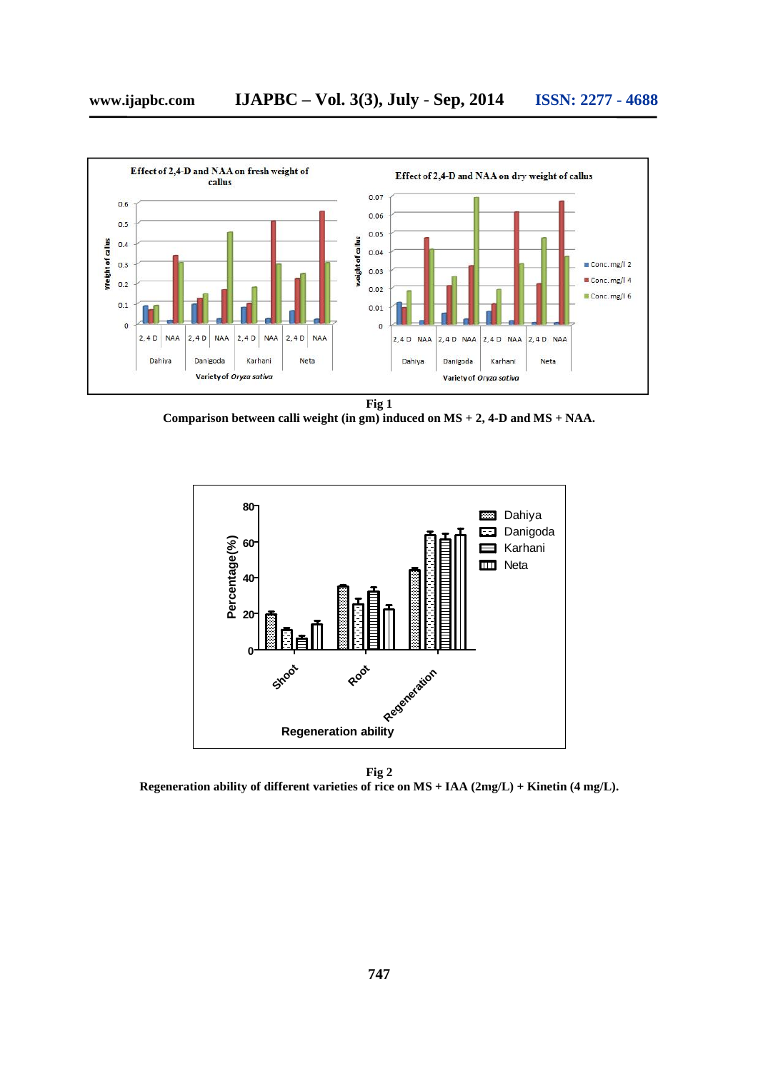**Fig 1**
**Comparison between calli weight (in gm) induced on MS + 2, 4-D and MS + NAA.**

**Fig 2**
**Regeneration ability of different varieties of rice on MS + IAA (2mg/L) + Kinetin (4 mg/L).**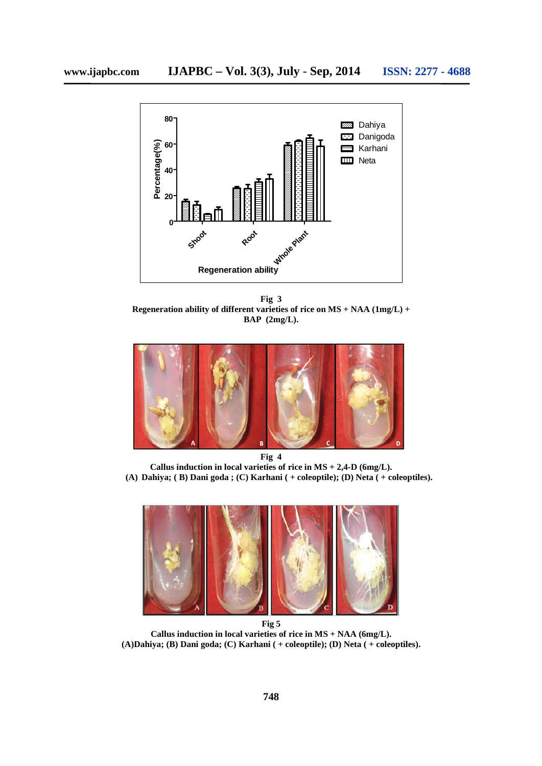**Fig 3**
**Regeneration ability of different varieties of rice on MS + NAA (1mg/L) + BAP (2mg/L).**

**Fig 4**
**Callus induction in local varieties of rice in MS + 2,4-D (6mg/L).**
**(A) Dahiya; ( B) Dani goda ; (C) Karhani ( + coleoptile); (D) Neta ( + coleoptiles).**

**Fig 5**
**Callus induction in local varieties of rice in MS + NAA (6mg/L).**
**(A)Dahiya; (B) Dani goda; (C) Karhani ( + coleoptile); (D) Neta ( + coleoptiles).**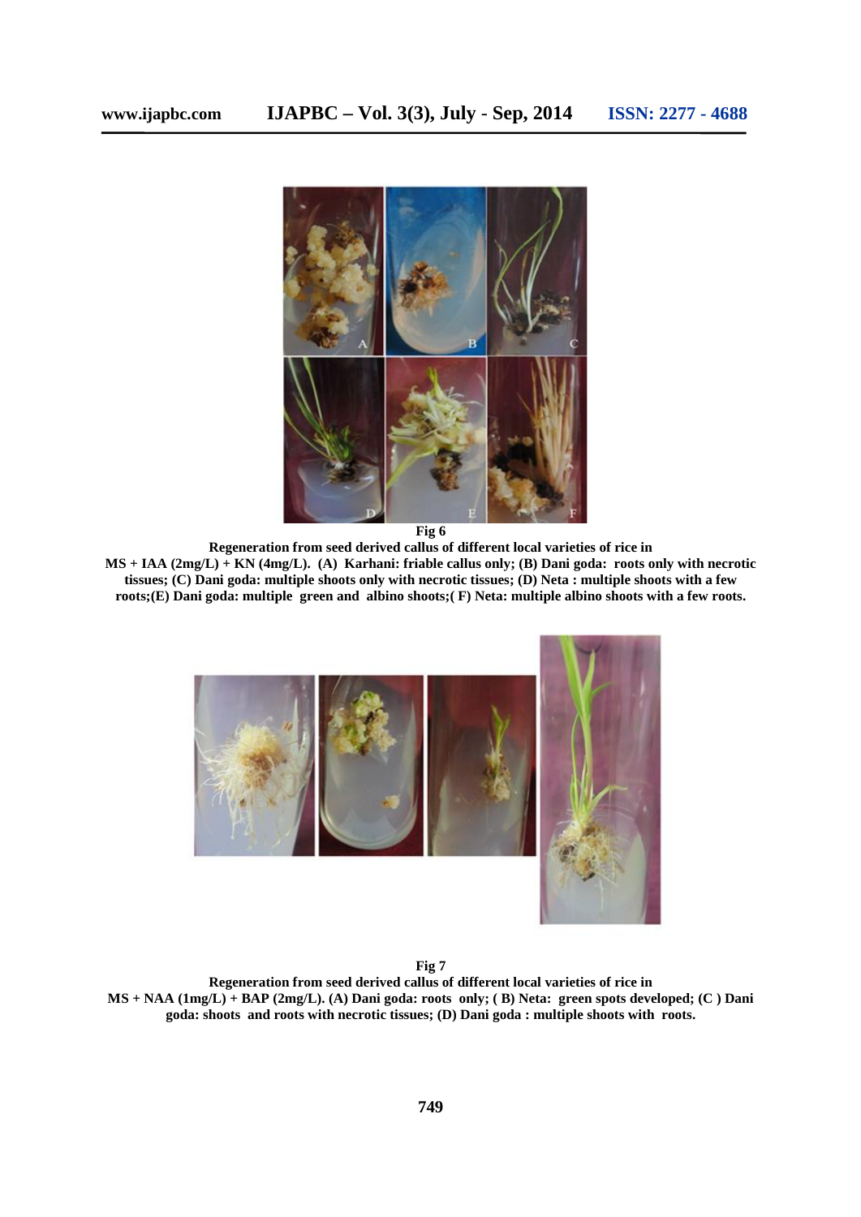**Fig 6**

**Regeneration from seed derived callus of different local varieties of rice in MS + IAA (2mg/L) + KN (4mg/L). (A) Karhani: friable callus only; (B) Dani goda: roots only with necrotic tissues; (C) Dani goda: multiple shoots only with necrotic tissues; (D) Neta : multiple shoots with a few roots;(E) Dani goda: multiple green and albino shoots;( F) Neta: multiple albino shoots with a few roots.**

**Fig 7**

**Regeneration from seed derived callus of different local varieties of rice in MS + NAA (1mg/L) + BAP (2mg/L). (A) Dani goda: roots only; ( B) Neta: green spots developed; (C ) Dani goda: shoots and roots with necrotic tissues; (D) Dani goda : multiple shoots with roots.**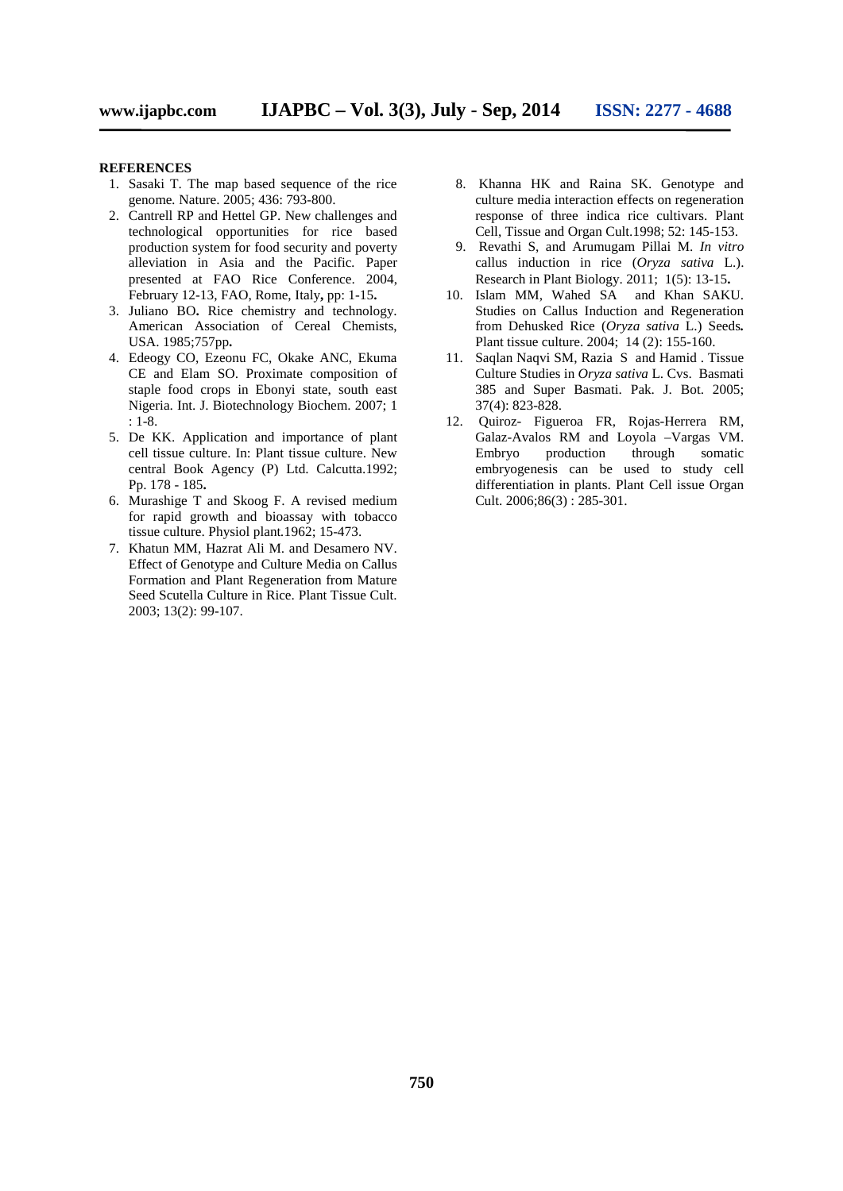## REFERENCES

1. Sasaki T. The map based sequence of the rice genome. Nature. 2005; 436: 793-800.
2. Cantrell RP and Hettel GP. New challenges and technological opportunities for rice based production system for food security and poverty alleviation in Asia and the Pacific. Paper presented at FAO Rice Conference. 2004, February 12-13, FAO, Rome, Italy**,** pp: 1-15**.**
3. Juliano BO**.** Rice chemistry and technology. American Association of Cereal Chemists, USA. 1985;757pp**.**
4. Edeogy CO, Ezeonu FC, Okake ANC, Ekuma CE and Elam SO. Proximate composition of staple food crops in Ebonyi state, south east Nigeria. Int. J. Biotechnology Biochem. 2007; 1 : 1-8.
5. De KK. Application and importance of plant cell tissue culture. In: Plant tissue culture. New central Book Agency (P) Ltd. Calcutta.1992; Pp. 178 - 185**.**
6. Murashige T and Skoog F. A revised medium for rapid growth and bioassay with tobacco tissue culture. Physiol plant.1962; 15-473.
7. Khatun MM, Hazrat Ali M. and Desamero NV. Effect of Genotype and Culture Media on Callus Formation and Plant Regeneration from Mature Seed Scutella Culture in Rice. Plant Tissue Cult. 2003; 13(2): 99-107.
8. Khanna HK and Raina SK. Genotype and culture media interaction effects on regeneration response of three indica rice cultivars. Plant Cell, Tissue and Organ Cult.1998; 52: 145-153.
9. Revathi S, and Arumugam Pillai M. *In vitro* callus induction in rice (*Oryza sativa* L.). Research in Plant Biology. 2011; 1(5): 13-15**.**
10. Islam MM, Wahed SA and Khan SAKU. Studies on Callus Induction and Regeneration from Dehusked Rice (*Oryza sativa* L.) Seeds**.** Plant tissue culture. 2004; 14 (2): 155-160.
11. Saqlan Naqvi SM, Razia S and Hamid . Tissue Culture Studies in *Oryza sativa* L. Cvs. Basmati 385 and Super Basmati. Pak. J. Bot. 2005; 37(4): 823-828.
12. Quiroz- Figueroa FR, Rojas-Herrera RM, Galaz-Avalos RM and Loyola –Vargas VM. Embryo production through somatic embryogenesis can be used to study cell differentiation in plants. Plant Cell issue Organ Cult. 2006;86(3) : 285-301.